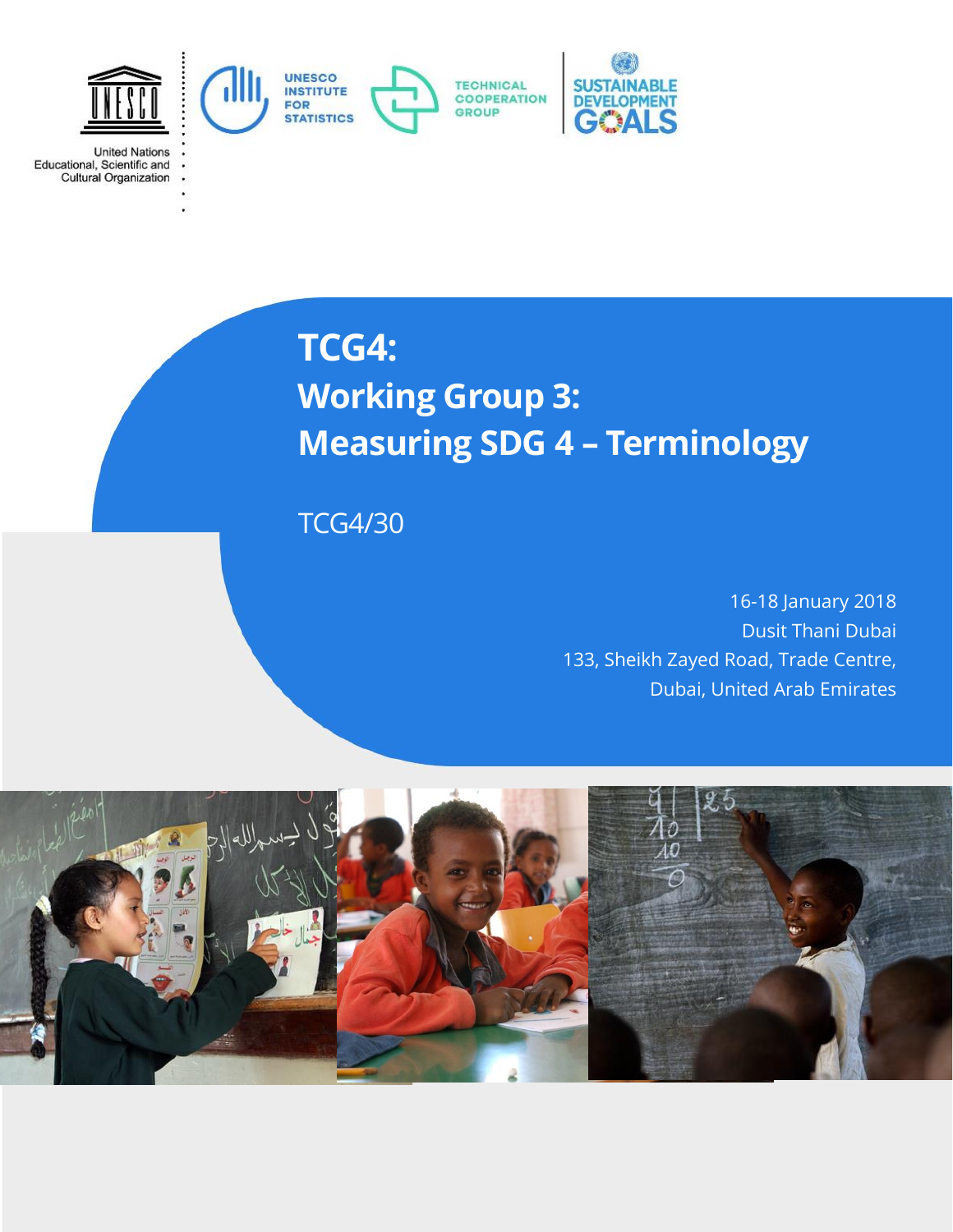United Nations
Educational, Scientific and
Cultural Organization

UNESCO INSTITUTE FOR STATISTICS

TECHNICAL COOPERATION GROUP

SUSTAINABLE DEVELOPMENT GOALS

# TCG4:
# Working Group 3:
# Measuring SDG 4 – Terminology

TCG4/30

16-18 January 2018
Dusit Thani Dubai
133, Sheikh Zayed Road, Trade Centre,
Dubai, United Arab Emirates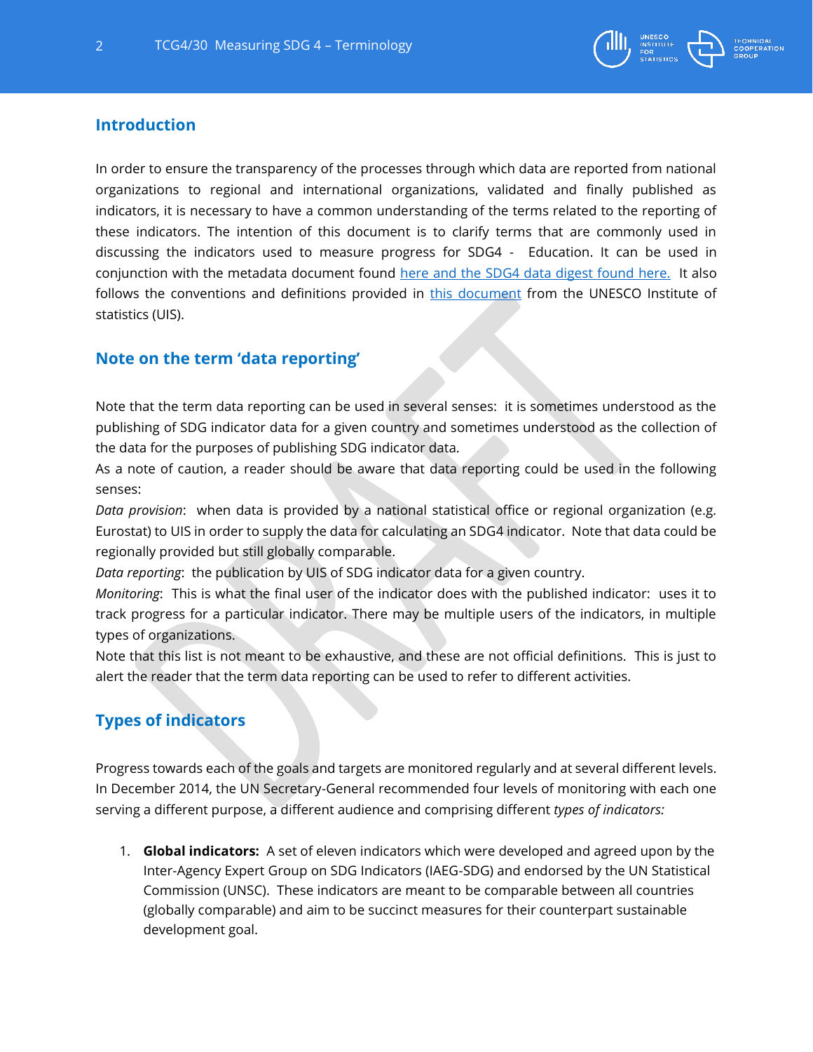## Introduction

In order to ensure the transparency of the processes through which data are reported from national organizations to regional and international organizations, validated and finally published as indicators, it is necessary to have a common understanding of the terms related to the reporting of these indicators. The intention of this document is to clarify terms that are commonly used in discussing the indicators used to measure progress for SDG4 - Education. It can be used in conjunction with the metadata document found here and the SDG4 data digest found here. It also follows the conventions and definitions provided in this document from the UNESCO Institute of statistics (UIS).

## Note on the term 'data reporting'

Note that the term data reporting can be used in several senses: it is sometimes understood as the publishing of SDG indicator data for a given country and sometimes understood as the collection of the data for the purposes of publishing SDG indicator data.

As a note of caution, a reader should be aware that data reporting could be used in the following senses:

*Data provision*: when data is provided by a national statistical office or regional organization (e.g. Eurostat) to UIS in order to supply the data for calculating an SDG4 indicator. Note that data could be regionally provided but still globally comparable.

*Data reporting*: the publication by UIS of SDG indicator data for a given country.

*Monitoring*: This is what the final user of the indicator does with the published indicator: uses it to track progress for a particular indicator. There may be multiple users of the indicators, in multiple types of organizations.

Note that this list is not meant to be exhaustive, and these are not official definitions. This is just to alert the reader that the term data reporting can be used to refer to different activities.

## Types of indicators

Progress towards each of the goals and targets are monitored regularly and at several different levels. In December 2014, the UN Secretary-General recommended four levels of monitoring with each one serving a different purpose, a different audience and comprising different *types of indicators:*

1. **Global indicators:** A set of eleven indicators which were developed and agreed upon by the Inter-Agency Expert Group on SDG Indicators (IAEG-SDG) and endorsed by the UN Statistical Commission (UNSC). These indicators are meant to be comparable between all countries (globally comparable) and aim to be succinct measures for their counterpart sustainable development goal.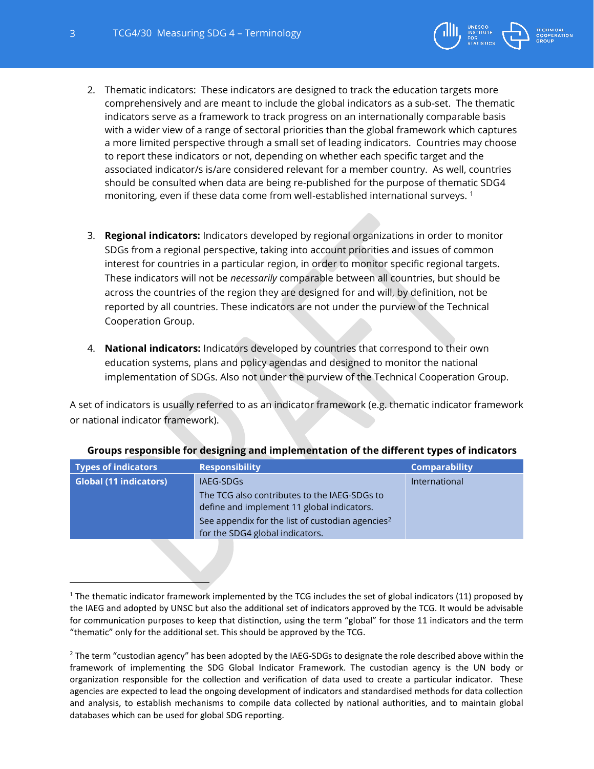2. Thematic indicators: These indicators are designed to track the education targets more comprehensively and are meant to include the global indicators as a sub-set. The thematic indicators serve as a framework to track progress on an internationally comparable basis with a wider view of a range of sectoral priorities than the global framework which captures a more limited perspective through a small set of leading indicators. Countries may choose to report these indicators or not, depending on whether each specific target and the associated indicator/s is/are considered relevant for a member country. As well, countries should be consulted when data are being re-published for the purpose of thematic SDG4 monitoring, even if these data come from well-established international surveys. [1]

3. **Regional indicators:** Indicators developed by regional organizations in order to monitor SDGs from a regional perspective, taking into account priorities and issues of common interest for countries in a particular region, in order to monitor specific regional targets. These indicators will not be *necessarily* comparable between all countries, but should be across the countries of the region they are designed for and will, by definition, not be reported by all countries. These indicators are not under the purview of the Technical Cooperation Group.

4. **National indicators:** Indicators developed by countries that correspond to their own education systems, plans and policy agendas and designed to monitor the national implementation of SDGs. Also not under the purview of the Technical Cooperation Group.

A set of indicators is usually referred to as an indicator framework (e.g. thematic indicator framework or national indicator framework).

**Groups responsible for designing and implementation of the different types of indicators**

| Types of indicators | Responsibility | Comparability |
|---|---|---|
| **Global (11 indicators)** | IAEG-SDGs<br>The TCG also contributes to the IAEG-SDGs to define and implement 11 global indicators.<br>See appendix for the list of custodian agencies[2] for the SDG4 global indicators. | International |

[1] The thematic indicator framework implemented by the TCG includes the set of global indicators (11) proposed by the IAEG and adopted by UNSC but also the additional set of indicators approved by the TCG. It would be advisable for communication purposes to keep that distinction, using the term "global" for those 11 indicators and the term "thematic" only for the additional set. This should be approved by the TCG.

[2] The term "custodian agency" has been adopted by the IAEG-SDGs to designate the role described above within the framework of implementing the SDG Global Indicator Framework. The custodian agency is the UN body or organization responsible for the collection and verification of data used to create a particular indicator. These agencies are expected to lead the ongoing development of indicators and standardised methods for data collection and analysis, to establish mechanisms to compile data collected by national authorities, and to maintain global databases which can be used for global SDG reporting.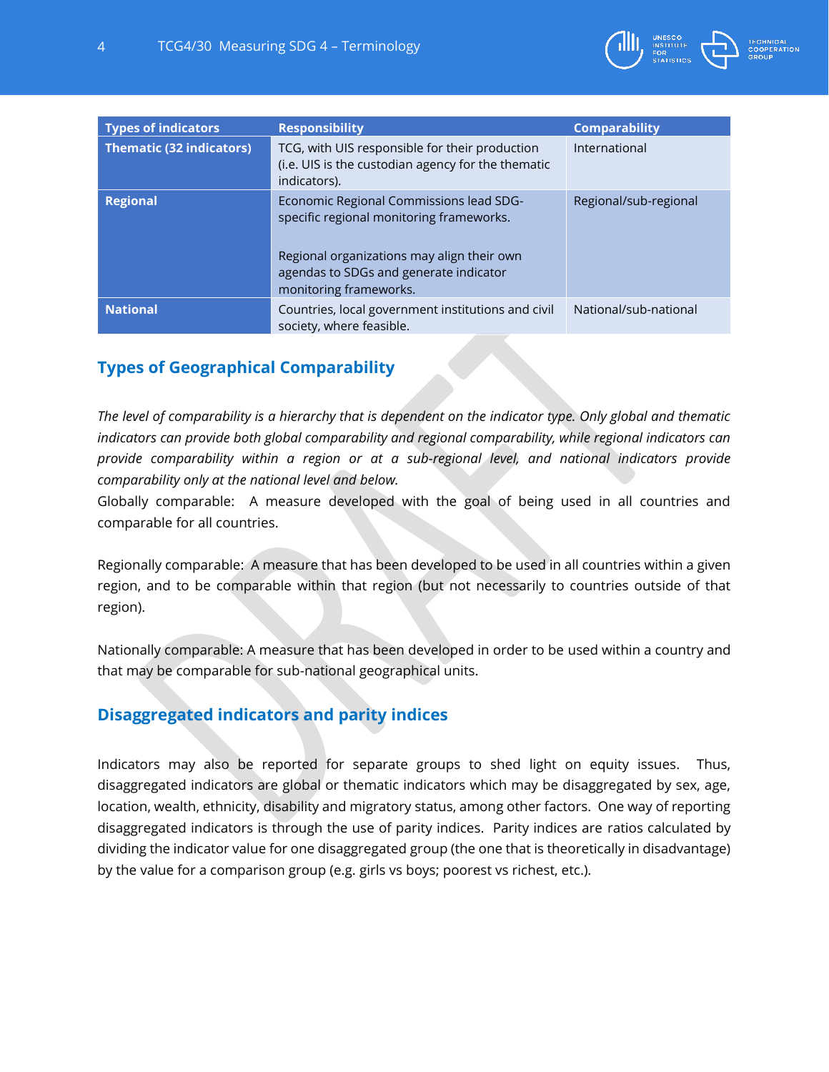| Types of indicators | Responsibility | Comparability |
|---|---|---|
| **Thematic (32 indicators)** | TCG, with UIS responsible for their production (i.e. UIS is the custodian agency for the thematic indicators). | International |
| **Regional** | Economic Regional Commissions lead SDG-specific regional monitoring frameworks.<br><br>Regional organizations may align their own agendas to SDGs and generate indicator monitoring frameworks. | Regional/sub-regional |
| **National** | Countries, local government institutions and civil society, where feasible. | National/sub-national |

## Types of Geographical Comparability

*The level of comparability is a hierarchy that is dependent on the indicator type. Only global and thematic indicators can provide both global comparability and regional comparability, while regional indicators can provide comparability within a region or at a sub-regional level, and national indicators provide comparability only at the national level and below.*

Globally comparable: A measure developed with the goal of being used in all countries and comparable for all countries.

Regionally comparable: A measure that has been developed to be used in all countries within a given region, and to be comparable within that region (but not necessarily to countries outside of that region).

Nationally comparable: A measure that has been developed in order to be used within a country and that may be comparable for sub-national geographical units.

## Disaggregated indicators and parity indices

Indicators may also be reported for separate groups to shed light on equity issues. Thus, disaggregated indicators are global or thematic indicators which may be disaggregated by sex, age, location, wealth, ethnicity, disability and migratory status, among other factors. One way of reporting disaggregated indicators is through the use of parity indices. Parity indices are ratios calculated by dividing the indicator value for one disaggregated group (the one that is theoretically in disadvantage) by the value for a comparison group (e.g. girls vs boys; poorest vs richest, etc.).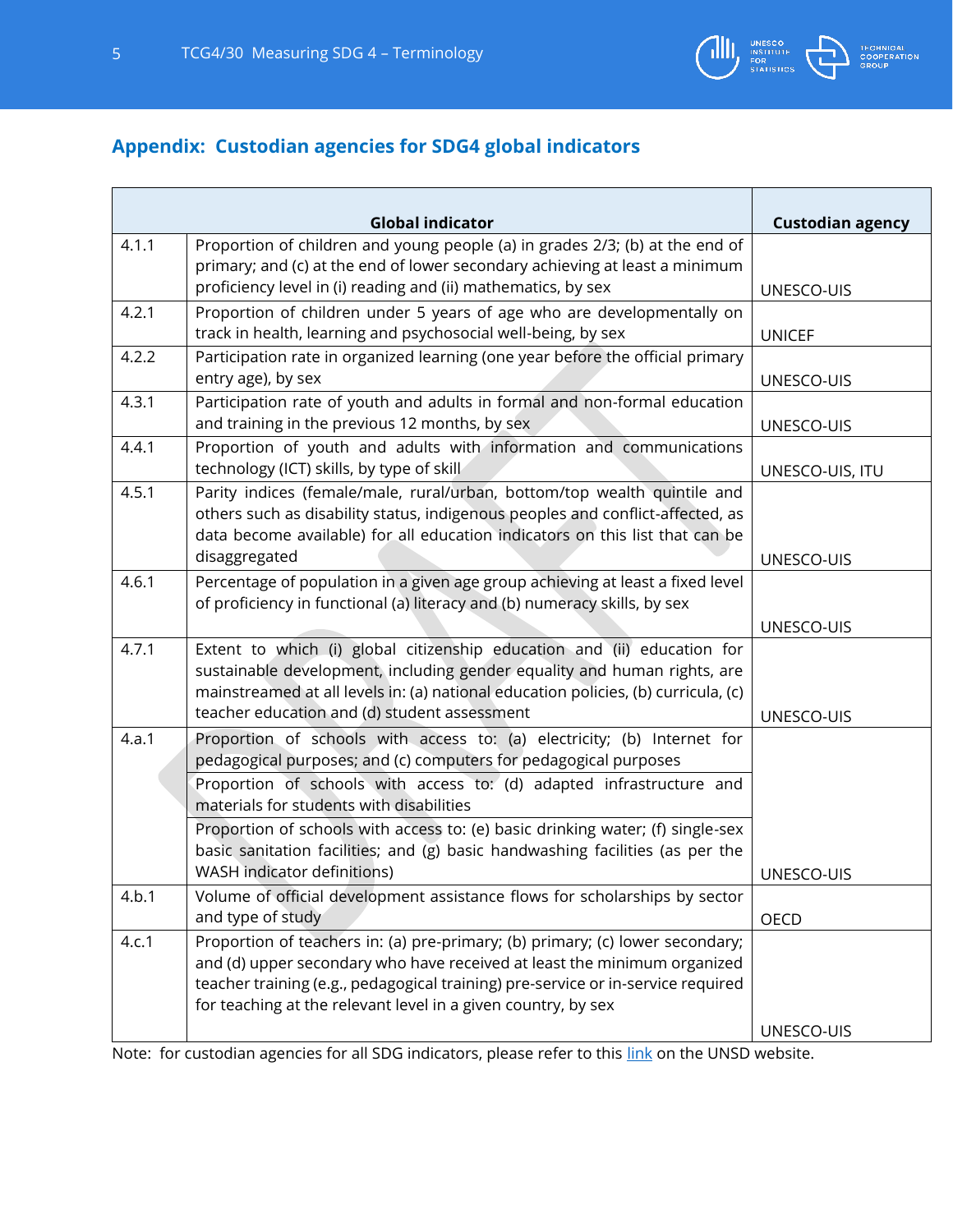## Appendix: Custodian agencies for SDG4 global indicators

| | Global indicator | Custodian agency |
|---|---|---|
| 4.1.1 | Proportion of children and young people (a) in grades 2/3; (b) at the end of primary; and (c) at the end of lower secondary achieving at least a minimum proficiency level in (i) reading and (ii) mathematics, by sex | UNESCO-UIS |
| 4.2.1 | Proportion of children under 5 years of age who are developmentally on track in health, learning and psychosocial well-being, by sex | UNICEF |
| 4.2.2 | Participation rate in organized learning (one year before the official primary entry age), by sex | UNESCO-UIS |
| 4.3.1 | Participation rate of youth and adults in formal and non-formal education and training in the previous 12 months, by sex | UNESCO-UIS |
| 4.4.1 | Proportion of youth and adults with information and communications technology (ICT) skills, by type of skill | UNESCO-UIS, ITU |
| 4.5.1 | Parity indices (female/male, rural/urban, bottom/top wealth quintile and others such as disability status, indigenous peoples and conflict-affected, as data become available) for all education indicators on this list that can be disaggregated | UNESCO-UIS |
| 4.6.1 | Percentage of population in a given age group achieving at least a fixed level of proficiency in functional (a) literacy and (b) numeracy skills, by sex | UNESCO-UIS |
| 4.7.1 | Extent to which (i) global citizenship education and (ii) education for sustainable development, including gender equality and human rights, are mainstreamed at all levels in: (a) national education policies, (b) curricula, (c) teacher education and (d) student assessment | UNESCO-UIS |
| 4.a.1 | Proportion of schools with access to: (a) electricity; (b) Internet for pedagogical purposes; and (c) computers for pedagogical purposes | |
| | Proportion of schools with access to: (d) adapted infrastructure and materials for students with disabilities | |
| | Proportion of schools with access to: (e) basic drinking water; (f) single-sex basic sanitation facilities; and (g) basic handwashing facilities (as per the WASH indicator definitions) | UNESCO-UIS |
| 4.b.1 | Volume of official development assistance flows for scholarships by sector and type of study | OECD |
| 4.c.1 | Proportion of teachers in: (a) pre-primary; (b) primary; (c) lower secondary; and (d) upper secondary who have received at least the minimum organized teacher training (e.g., pedagogical training) pre-service or in-service required for teaching at the relevant level in a given country, by sex | UNESCO-UIS |

Note: for custodian agencies for all SDG indicators, please refer to this link on the UNSD website.